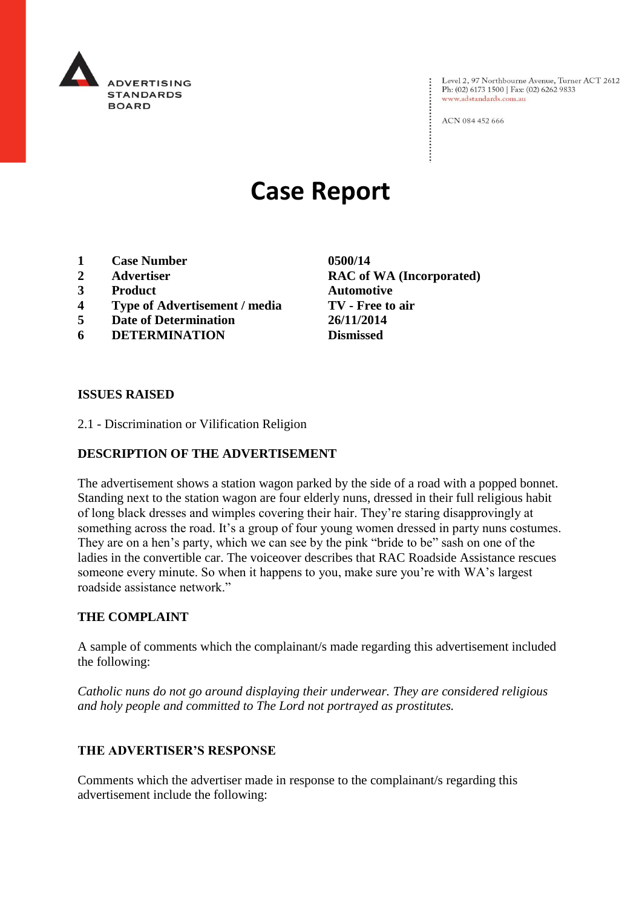ADVERTISING STANDARDS BOARD

Level 2, 97 Northbourne Avenue, Turner ACT 2612
Ph: (02) 6173 1500 | Fax: (02) 6262 9833
www.adstandards.com.au

ACN 084 452 666

# Case Report

| | | |
|---|---|---|
| **1** | **Case Number** | **0500/14** |
| **2** | **Advertiser** | **RAC of WA (Incorporated)** |
| **3** | **Product** | **Automotive** |
| **4** | **Type of Advertisement / media** | **TV - Free to air** |
| **5** | **Date of Determination** | **26/11/2014** |
| **6** | **DETERMINATION** | **Dismissed** |

**ISSUES RAISED**

2.1 - Discrimination or Vilification Religion

**DESCRIPTION OF THE ADVERTISEMENT**

The advertisement shows a station wagon parked by the side of a road with a popped bonnet. Standing next to the station wagon are four elderly nuns, dressed in their full religious habit of long black dresses and wimples covering their hair. They're staring disapprovingly at something across the road. It's a group of four young women dressed in party nuns costumes. They are on a hen's party, which we can see by the pink "bride to be" sash on one of the ladies in the convertible car. The voiceover describes that RAC Roadside Assistance rescues someone every minute. So when it happens to you, make sure you're with WA's largest roadside assistance network."

**THE COMPLAINT**

A sample of comments which the complainant/s made regarding this advertisement included the following:

*Catholic nuns do not go around displaying their underwear. They are considered religious and holy people and committed to The Lord not portrayed as prostitutes.*

**THE ADVERTISER'S RESPONSE**

Comments which the advertiser made in response to the complainant/s regarding this advertisement include the following: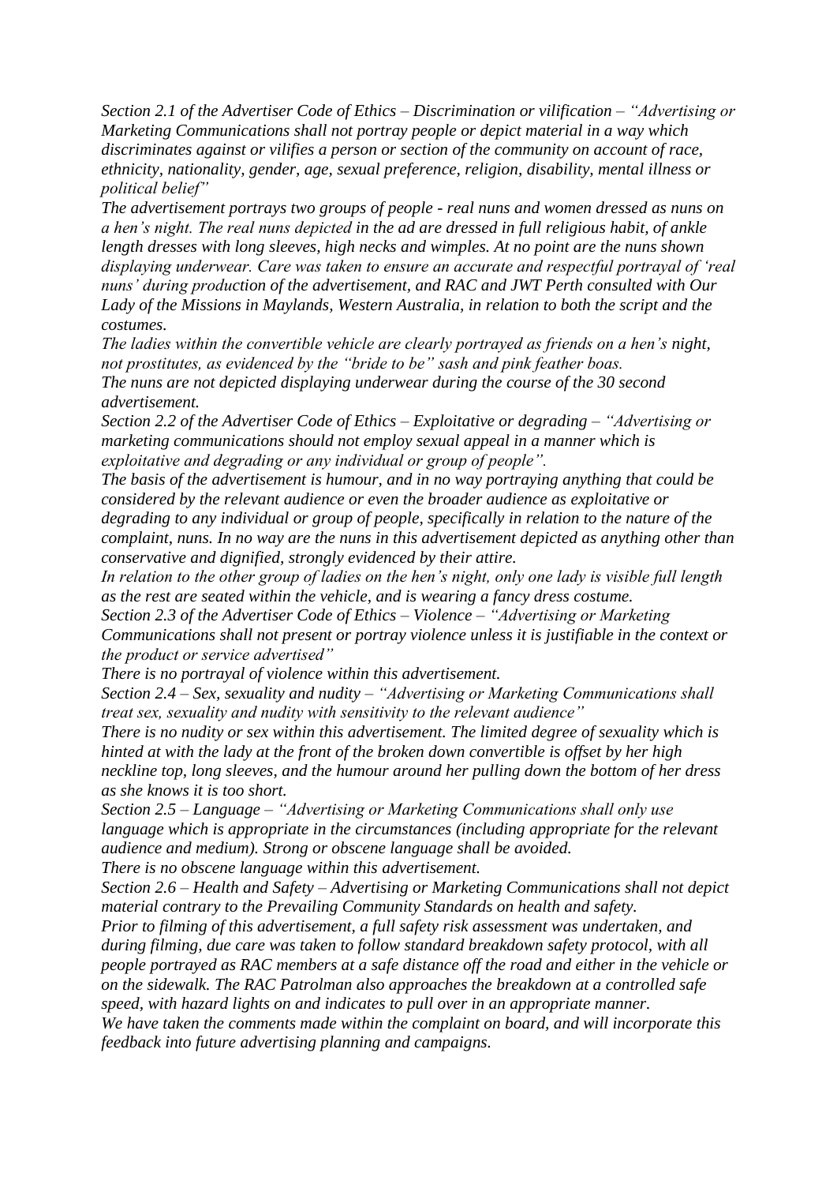*Section 2.1 of the Advertiser Code of Ethics – Discrimination or vilification – "Advertising or Marketing Communications shall not portray people or depict material in a way which discriminates against or vilifies a person or section of the community on account of race, ethnicity, nationality, gender, age, sexual preference, religion, disability, mental illness or political belief"*

*The advertisement portrays two groups of people - real nuns and women dressed as nuns on a hen's night. The real nuns depicted in the ad are dressed in full religious habit, of ankle length dresses with long sleeves, high necks and wimples. At no point are the nuns shown displaying underwear. Care was taken to ensure an accurate and respectful portrayal of 'real nuns' during production of the advertisement, and RAC and JWT Perth consulted with Our Lady of the Missions in Maylands, Western Australia, in relation to both the script and the costumes.*

*The ladies within the convertible vehicle are clearly portrayed as friends on a hen's night, not prostitutes, as evidenced by the "bride to be" sash and pink feather boas.*

*The nuns are not depicted displaying underwear during the course of the 30 second advertisement.*

*Section 2.2 of the Advertiser Code of Ethics – Exploitative or degrading – "Advertising or marketing communications should not employ sexual appeal in a manner which is exploitative and degrading or any individual or group of people".*

*The basis of the advertisement is humour, and in no way portraying anything that could be considered by the relevant audience or even the broader audience as exploitative or degrading to any individual or group of people, specifically in relation to the nature of the complaint, nuns. In no way are the nuns in this advertisement depicted as anything other than conservative and dignified, strongly evidenced by their attire.*

*In relation to the other group of ladies on the hen's night, only one lady is visible full length as the rest are seated within the vehicle, and is wearing a fancy dress costume.*

*Section 2.3 of the Advertiser Code of Ethics – Violence – "Advertising or Marketing Communications shall not present or portray violence unless it is justifiable in the context or the product or service advertised"*

*There is no portrayal of violence within this advertisement.*

*Section 2.4 – Sex, sexuality and nudity – "Advertising or Marketing Communications shall treat sex, sexuality and nudity with sensitivity to the relevant audience"*

*There is no nudity or sex within this advertisement. The limited degree of sexuality which is hinted at with the lady at the front of the broken down convertible is offset by her high neckline top, long sleeves, and the humour around her pulling down the bottom of her dress as she knows it is too short.*

*Section 2.5 – Language – "Advertising or Marketing Communications shall only use language which is appropriate in the circumstances (including appropriate for the relevant audience and medium). Strong or obscene language shall be avoided.*

*There is no obscene language within this advertisement.*

*Section 2.6 – Health and Safety – Advertising or Marketing Communications shall not depict material contrary to the Prevailing Community Standards on health and safety.*

*Prior to filming of this advertisement, a full safety risk assessment was undertaken, and during filming, due care was taken to follow standard breakdown safety protocol, with all people portrayed as RAC members at a safe distance off the road and either in the vehicle or on the sidewalk. The RAC Patrolman also approaches the breakdown at a controlled safe speed, with hazard lights on and indicates to pull over in an appropriate manner.*

*We have taken the comments made within the complaint on board, and will incorporate this feedback into future advertising planning and campaigns.*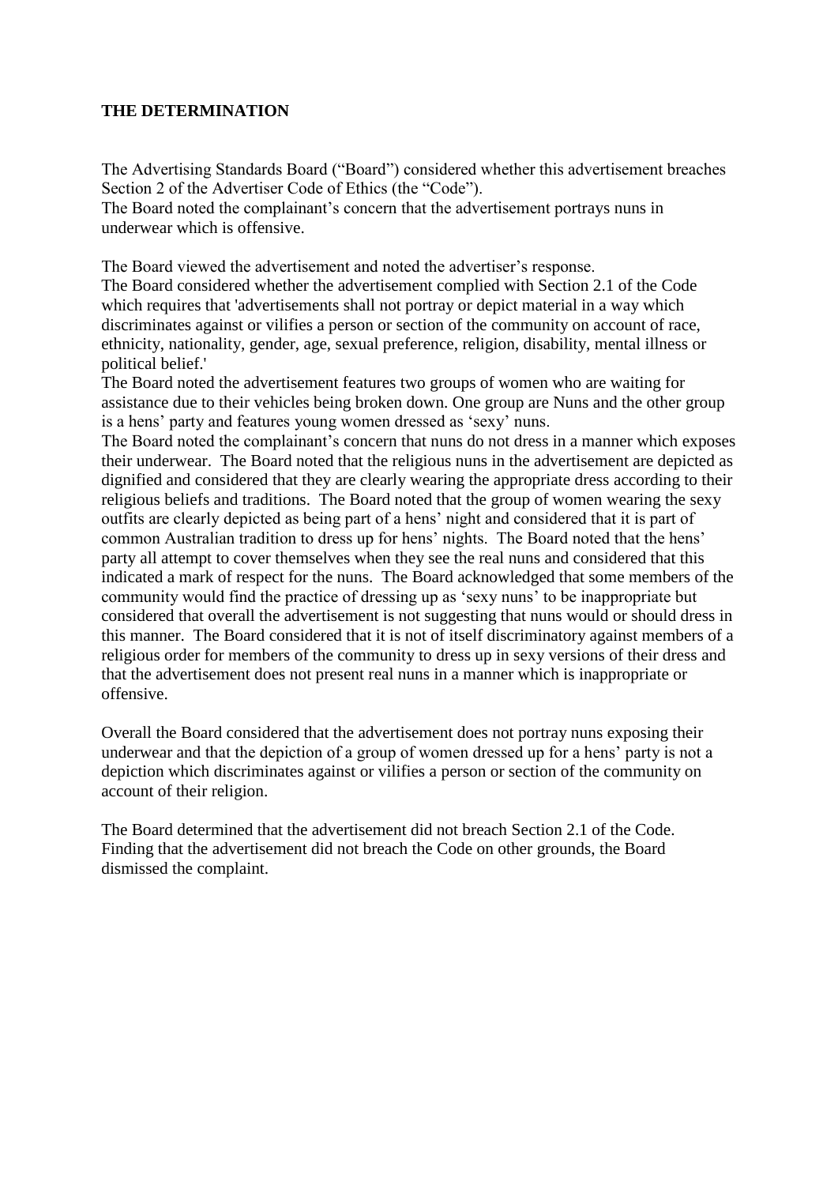**THE DETERMINATION**

The Advertising Standards Board ("Board") considered whether this advertisement breaches Section 2 of the Advertiser Code of Ethics (the "Code").
The Board noted the complainant's concern that the advertisement portrays nuns in underwear which is offensive.

The Board viewed the advertisement and noted the advertiser's response.
The Board considered whether the advertisement complied with Section 2.1 of the Code which requires that 'advertisements shall not portray or depict material in a way which discriminates against or vilifies a person or section of the community on account of race, ethnicity, nationality, gender, age, sexual preference, religion, disability, mental illness or political belief.'
The Board noted the advertisement features two groups of women who are waiting for assistance due to their vehicles being broken down. One group are Nuns and the other group is a hens' party and features young women dressed as 'sexy' nuns.
The Board noted the complainant's concern that nuns do not dress in a manner which exposes their underwear. The Board noted that the religious nuns in the advertisement are depicted as dignified and considered that they are clearly wearing the appropriate dress according to their religious beliefs and traditions. The Board noted that the group of women wearing the sexy outfits are clearly depicted as being part of a hens' night and considered that it is part of common Australian tradition to dress up for hens' nights. The Board noted that the hens' party all attempt to cover themselves when they see the real nuns and considered that this indicated a mark of respect for the nuns. The Board acknowledged that some members of the community would find the practice of dressing up as 'sexy nuns' to be inappropriate but considered that overall the advertisement is not suggesting that nuns would or should dress in this manner. The Board considered that it is not of itself discriminatory against members of a religious order for members of the community to dress up in sexy versions of their dress and that the advertisement does not present real nuns in a manner which is inappropriate or offensive.

Overall the Board considered that the advertisement does not portray nuns exposing their underwear and that the depiction of a group of women dressed up for a hens' party is not a depiction which discriminates against or vilifies a person or section of the community on account of their religion.

The Board determined that the advertisement did not breach Section 2.1 of the Code.
Finding that the advertisement did not breach the Code on other grounds, the Board dismissed the complaint.